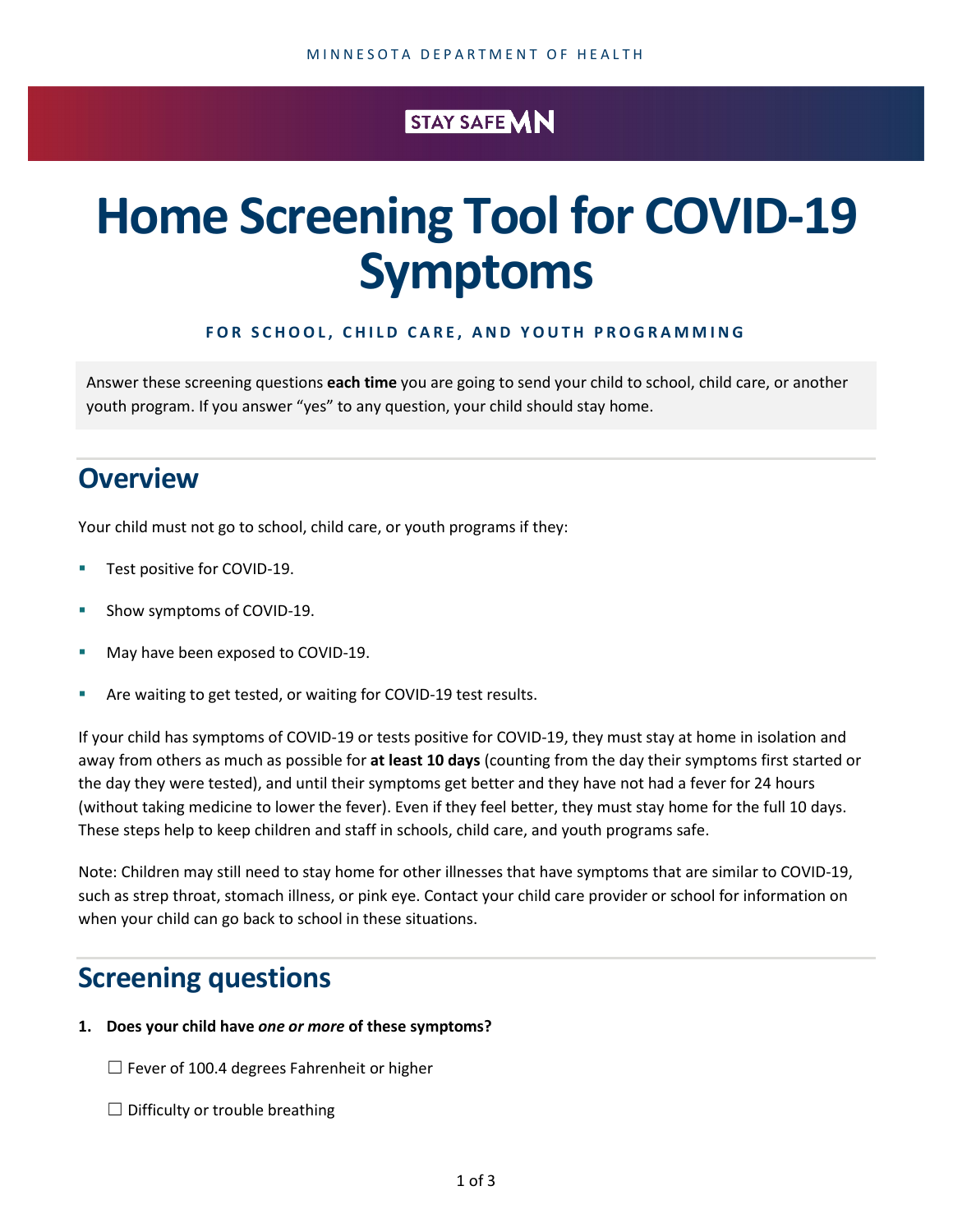MINNESOTA DEPARTMENT OF HEALTH

STAY SAFE MN

# Home Screening Tool for COVID-19 Symptoms

**FOR SCHOOL, CHILD CARE, AND YOUTH PROGRAMMING**

Answer these screening questions **each time** you are going to send your child to school, child care, or another youth program. If you answer "yes" to any question, your child should stay home.

## Overview

Your child must not go to school, child care, or youth programs if they:

- Test positive for COVID-19.
- Show symptoms of COVID-19.
- May have been exposed to COVID-19.
- Are waiting to get tested, or waiting for COVID-19 test results.

If your child has symptoms of COVID-19 or tests positive for COVID-19, they must stay at home in isolation and away from others as much as possible for **at least 10 days** (counting from the day their symptoms first started or the day they were tested), and until their symptoms get better and they have not had a fever for 24 hours (without taking medicine to lower the fever). Even if they feel better, they must stay home for the full 10 days. These steps help to keep children and staff in schools, child care, and youth programs safe.

Note: Children may still need to stay home for other illnesses that have symptoms that are similar to COVID-19, such as strep throat, stomach illness, or pink eye. Contact your child care provider or school for information on when your child can go back to school in these situations.

## Screening questions

1. **Does your child have *one or more* of these symptoms?**

   ☐ Fever of 100.4 degrees Fahrenheit or higher

   ☐ Difficulty or trouble breathing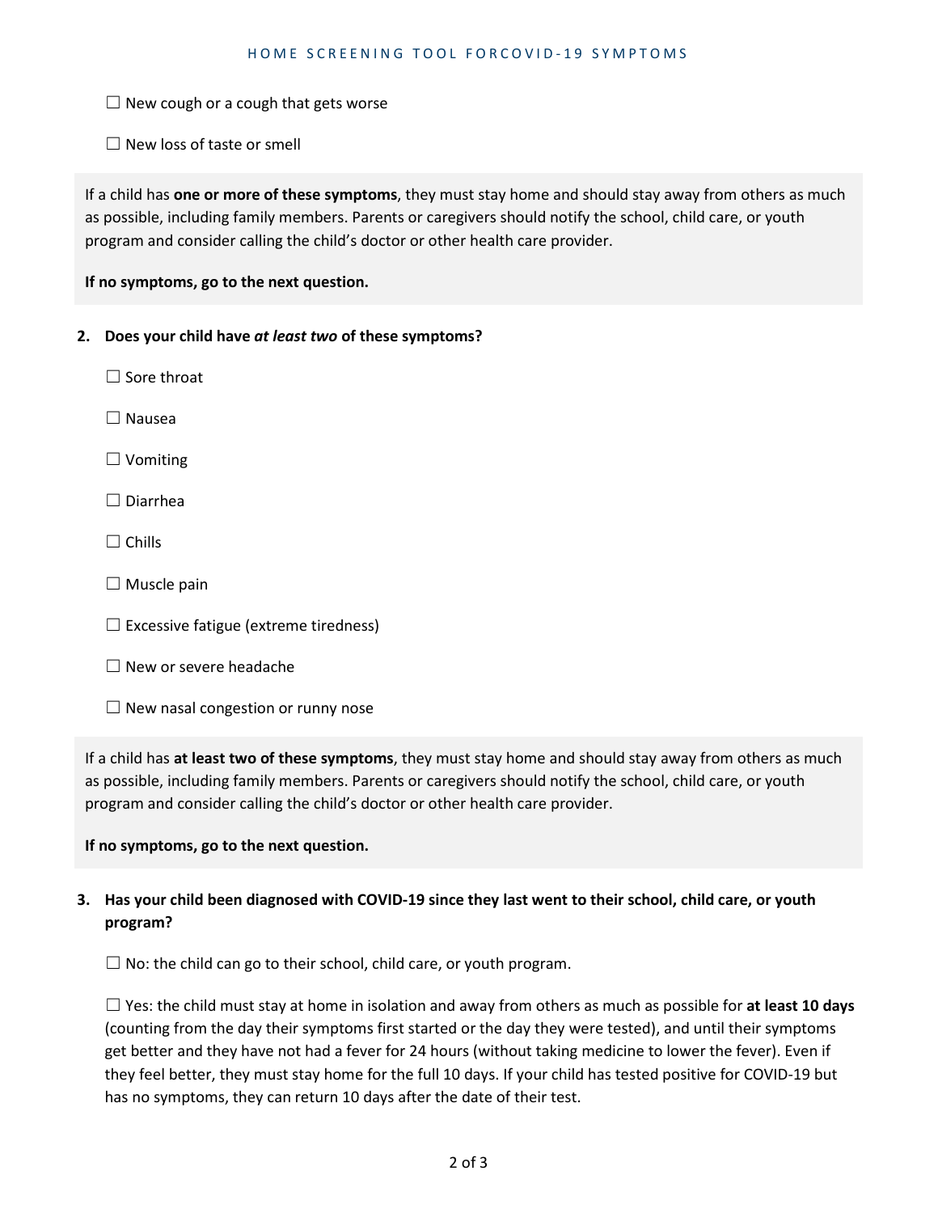☐ New cough or a cough that gets worse

☐ New loss of taste or smell

If a child has **one or more of these symptoms**, they must stay home and should stay away from others as much as possible, including family members. Parents or caregivers should notify the school, child care, or youth program and consider calling the child's doctor or other health care provider.

**If no symptoms, go to the next question.**

**2. Does your child have *at least two* of these symptoms?**

☐ Sore throat

☐ Nausea

☐ Vomiting

☐ Diarrhea

☐ Chills

☐ Muscle pain

☐ Excessive fatigue (extreme tiredness)

☐ New or severe headache

☐ New nasal congestion or runny nose

If a child has **at least two of these symptoms**, they must stay home and should stay away from others as much as possible, including family members. Parents or caregivers should notify the school, child care, or youth program and consider calling the child's doctor or other health care provider.

**If no symptoms, go to the next question.**

**3. Has your child been diagnosed with COVID-19 since they last went to their school, child care, or youth program?**

☐ No: the child can go to their school, child care, or youth program.

☐ Yes: the child must stay at home in isolation and away from others as much as possible for **at least 10 days** (counting from the day their symptoms first started or the day they were tested), and until their symptoms get better and they have not had a fever for 24 hours (without taking medicine to lower the fever). Even if they feel better, they must stay home for the full 10 days. If your child has tested positive for COVID-19 but has no symptoms, they can return 10 days after the date of their test.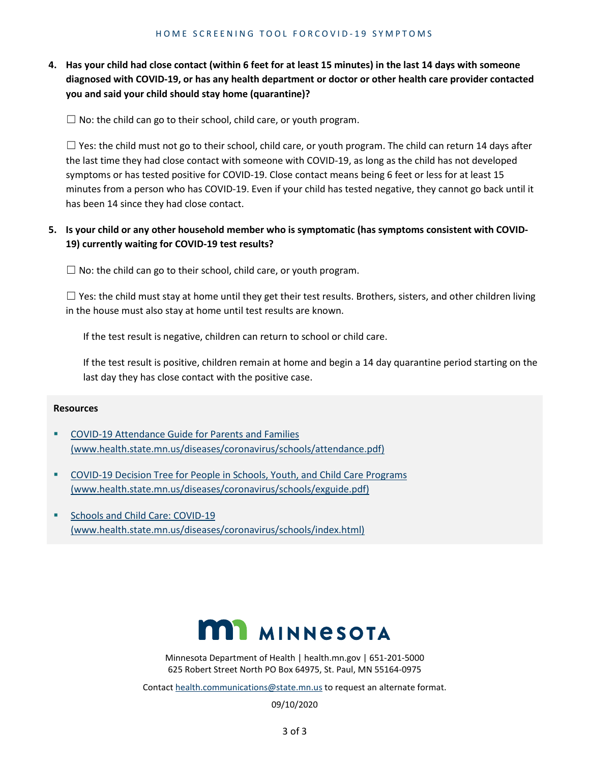4. **Has your child had close contact (within 6 feet for at least 15 minutes) in the last 14 days with someone diagnosed with COVID-19, or has any health department or doctor or other health care provider contacted you and said your child should stay home (quarantine)?**

   ☐ No: the child can go to their school, child care, or youth program.

   ☐ Yes: the child must not go to their school, child care, or youth program. The child can return 14 days after the last time they had close contact with someone with COVID-19, as long as the child has not developed symptoms or has tested positive for COVID-19. Close contact means being 6 feet or less for at least 15 minutes from a person who has COVID-19. Even if your child has tested negative, they cannot go back until it has been 14 since they had close contact.

5. **Is your child or any other household member who is symptomatic (has symptoms consistent with COVID-19) currently waiting for COVID-19 test results?**

   ☐ No: the child can go to their school, child care, or youth program.

   ☐ Yes: the child must stay at home until they get their test results. Brothers, sisters, and other children living in the house must also stay at home until test results are known.

   If the test result is negative, children can return to school or child care.

   If the test result is positive, children remain at home and begin a 14 day quarantine period starting on the last day they has close contact with the positive case.

**Resources**

- COVID-19 Attendance Guide for Parents and Families (www.health.state.mn.us/diseases/coronavirus/schools/attendance.pdf)
- COVID-19 Decision Tree for People in Schools, Youth, and Child Care Programs (www.health.state.mn.us/diseases/coronavirus/schools/exguide.pdf)
- Schools and Child Care: COVID-19 (www.health.state.mn.us/diseases/coronavirus/schools/index.html)

MINNESOTA

Minnesota Department of Health | health.mn.gov | 651-201-5000
625 Robert Street North PO Box 64975, St. Paul, MN 55164-0975

Contact health.communications@state.mn.us to request an alternate format.

09/10/2020